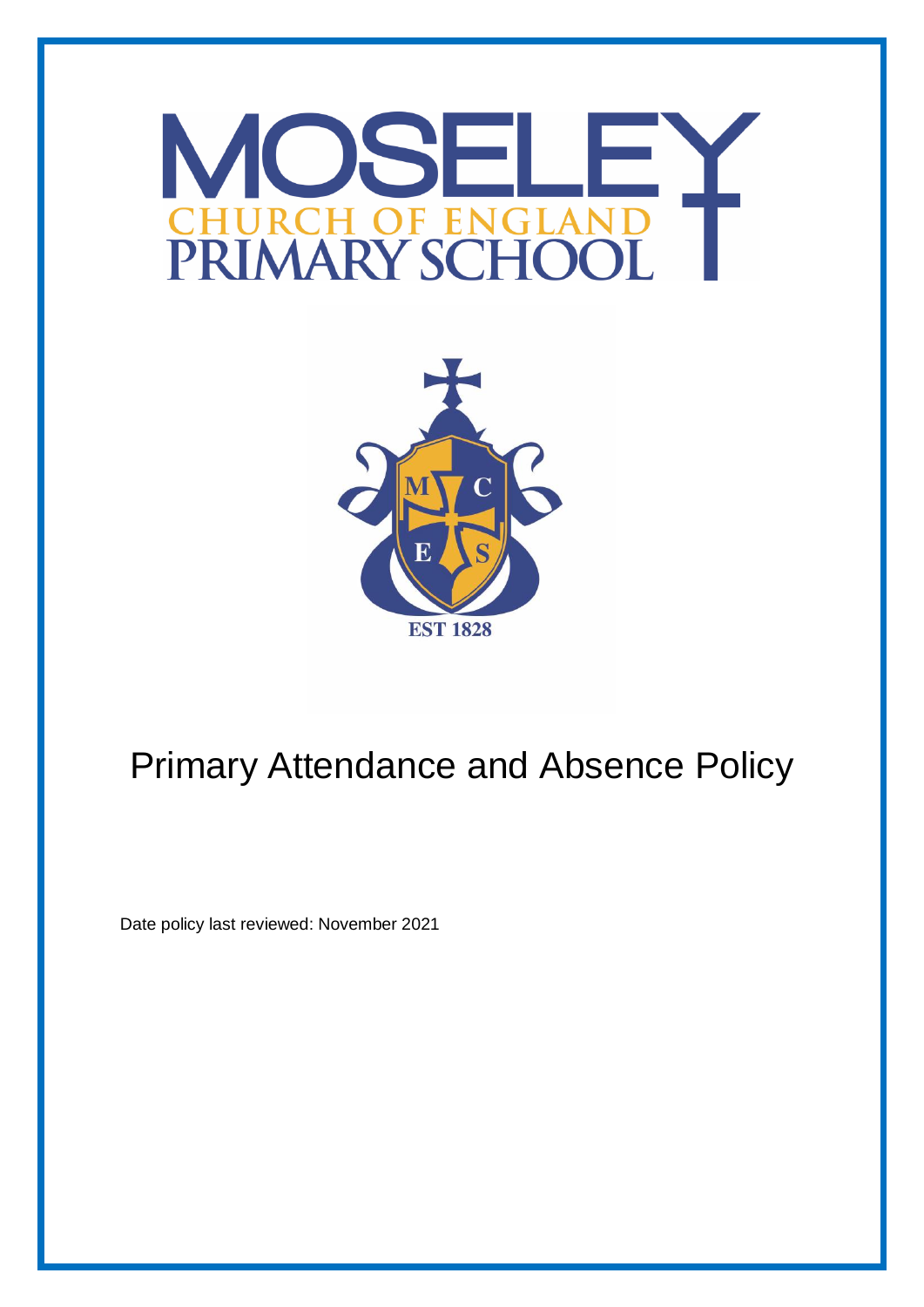# MOSELEY

CHURCH OF ENGLAND
PRIMARY SCHOOL

M C E S

EST 1828

# Primary Attendance and Absence Policy

Date policy last reviewed: November 2021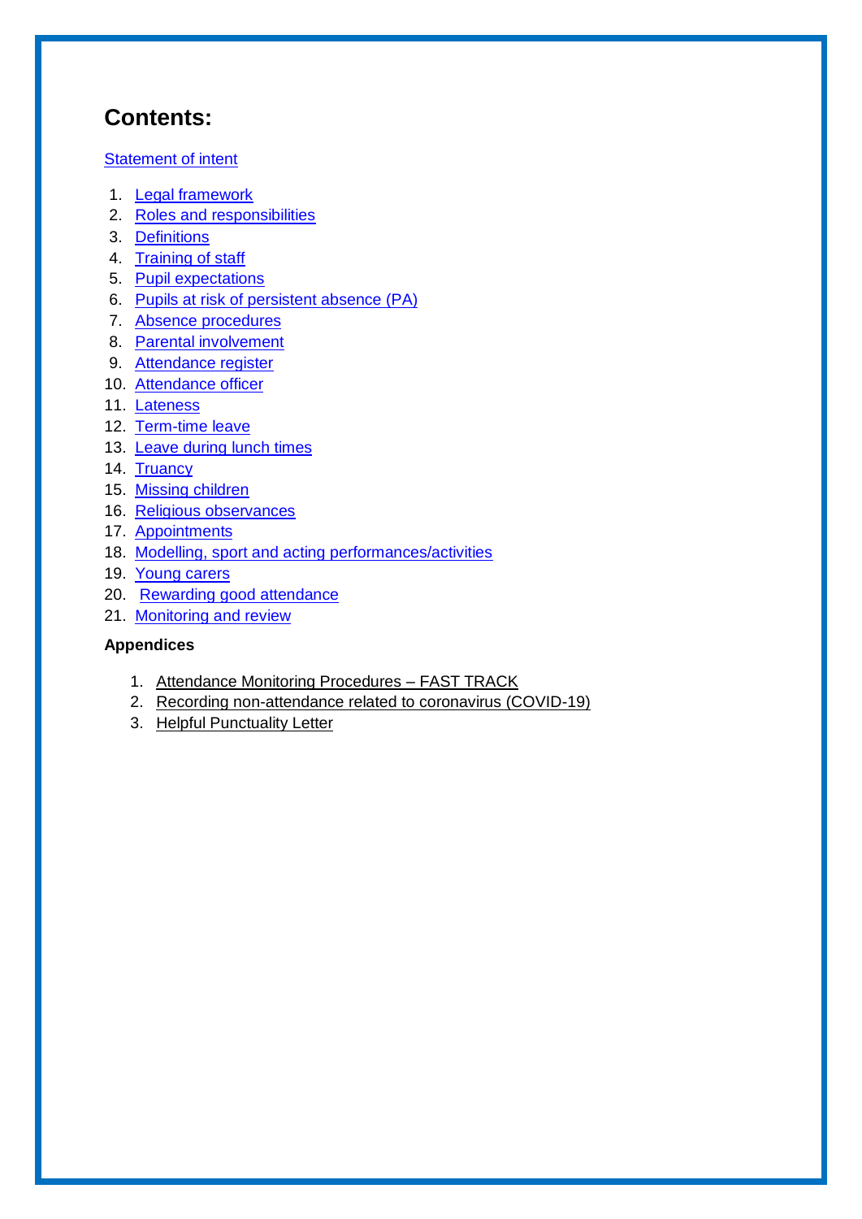# Contents:

Statement of intent

1. Legal framework
2. Roles and responsibilities
3. Definitions
4. Training of staff
5. Pupil expectations
6. Pupils at risk of persistent absence (PA)
7. Absence procedures
8. Parental involvement
9. Attendance register
10. Attendance officer
11. Lateness
12. Term-time leave
13. Leave during lunch times
14. Truancy
15. Missing children
16. Religious observances
17. Appointments
18. Modelling, sport and acting performances/activities
19. Young carers
20. Rewarding good attendance
21. Monitoring and review

**Appendices**

1. Attendance Monitoring Procedures – FAST TRACK
2. Recording non-attendance related to coronavirus (COVID-19)
3. Helpful Punctuality Letter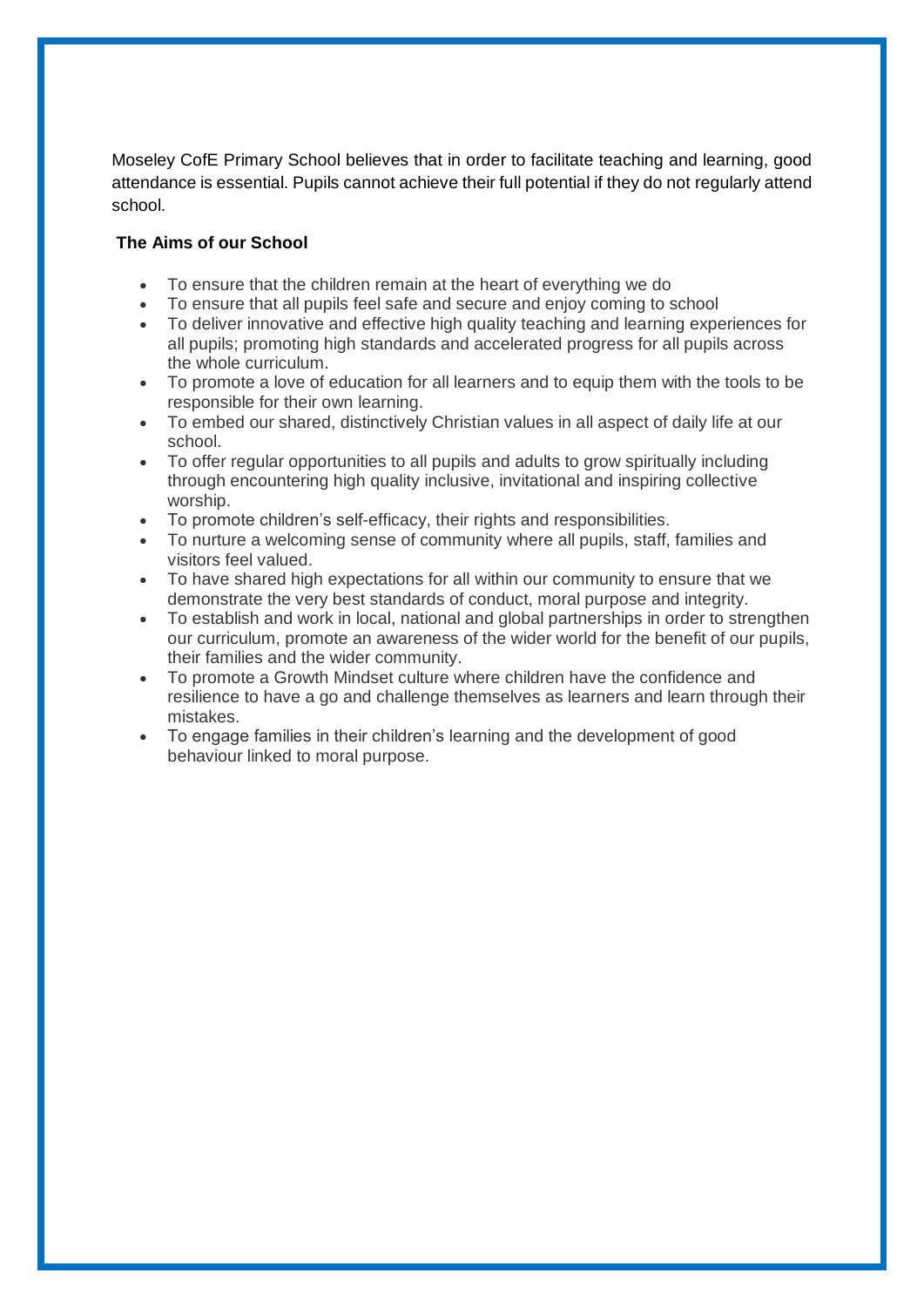Moseley CofE Primary School believes that in order to facilitate teaching and learning, good attendance is essential. Pupils cannot achieve their full potential if they do not regularly attend school.

**The Aims of our School**

- To ensure that the children remain at the heart of everything we do
- To ensure that all pupils feel safe and secure and enjoy coming to school
- To deliver innovative and effective high quality teaching and learning experiences for all pupils; promoting high standards and accelerated progress for all pupils across the whole curriculum.
- To promote a love of education for all learners and to equip them with the tools to be responsible for their own learning.
- To embed our shared, distinctively Christian values in all aspect of daily life at our school.
- To offer regular opportunities to all pupils and adults to grow spiritually including through encountering high quality inclusive, invitational and inspiring collective worship.
- To promote children's self-efficacy, their rights and responsibilities.
- To nurture a welcoming sense of community where all pupils, staff, families and visitors feel valued.
- To have shared high expectations for all within our community to ensure that we demonstrate the very best standards of conduct, moral purpose and integrity.
- To establish and work in local, national and global partnerships in order to strengthen our curriculum, promote an awareness of the wider world for the benefit of our pupils, their families and the wider community.
- To promote a Growth Mindset culture where children have the confidence and resilience to have a go and challenge themselves as learners and learn through their mistakes.
- To engage families in their children's learning and the development of good behaviour linked to moral purpose.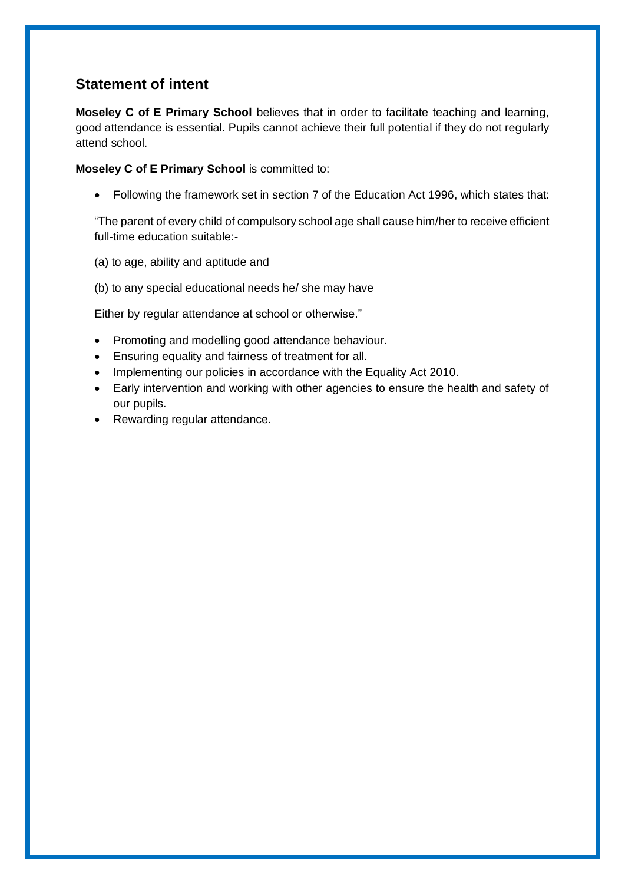## Statement of intent

**Moseley C of E Primary School** believes that in order to facilitate teaching and learning, good attendance is essential. Pupils cannot achieve their full potential if they do not regularly attend school.

**Moseley C of E Primary School** is committed to:

- Following the framework set in section 7 of the Education Act 1996, which states that:

  "The parent of every child of compulsory school age shall cause him/her to receive efficient full-time education suitable:-

  (a) to age, ability and aptitude and

  (b) to any special educational needs he/ she may have

  Either by regular attendance at school or otherwise."

- Promoting and modelling good attendance behaviour.
- Ensuring equality and fairness of treatment for all.
- Implementing our policies in accordance with the Equality Act 2010.
- Early intervention and working with other agencies to ensure the health and safety of our pupils.
- Rewarding regular attendance.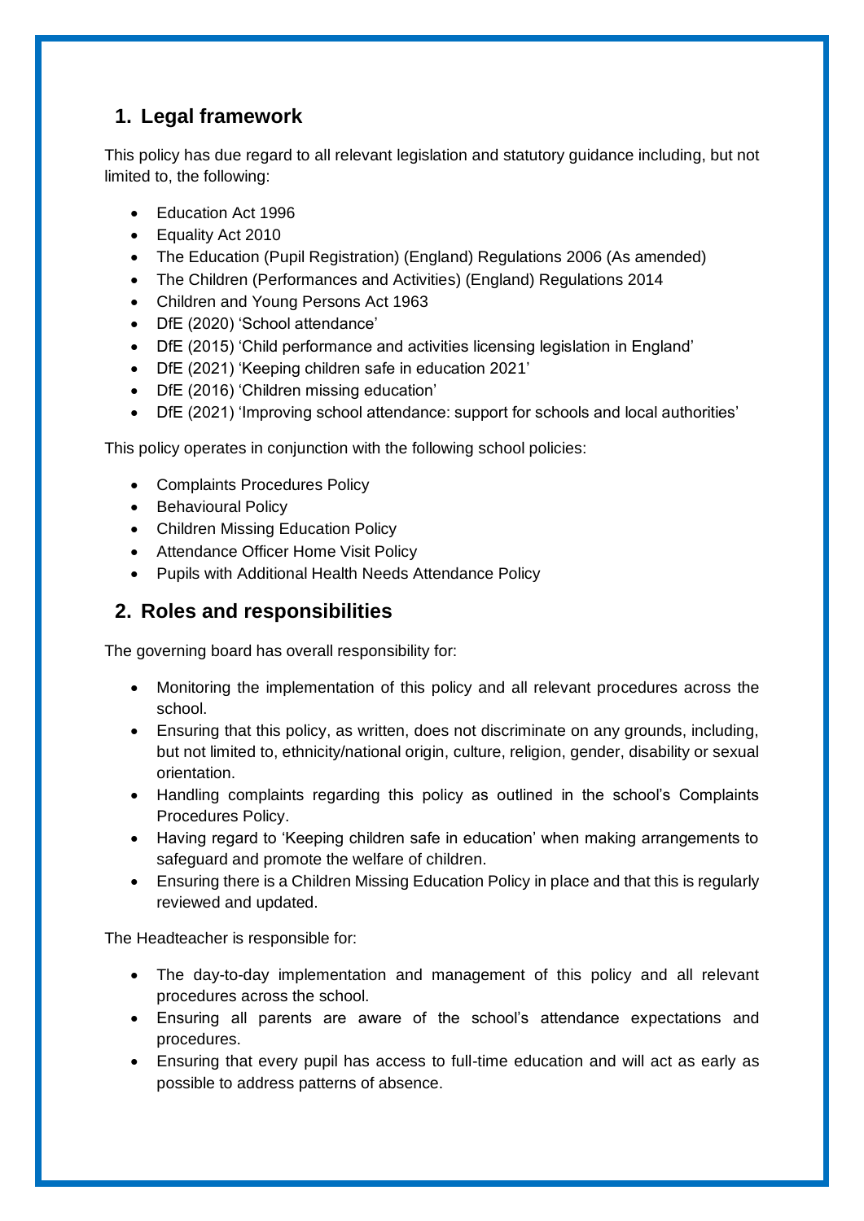## 1. Legal framework

This policy has due regard to all relevant legislation and statutory guidance including, but not limited to, the following:

- Education Act 1996
- Equality Act 2010
- The Education (Pupil Registration) (England) Regulations 2006 (As amended)
- The Children (Performances and Activities) (England) Regulations 2014
- Children and Young Persons Act 1963
- DfE (2020) 'School attendance'
- DfE (2015) 'Child performance and activities licensing legislation in England'
- DfE (2021) 'Keeping children safe in education 2021'
- DfE (2016) 'Children missing education'
- DfE (2021) 'Improving school attendance: support for schools and local authorities'

This policy operates in conjunction with the following school policies:

- Complaints Procedures Policy
- Behavioural Policy
- Children Missing Education Policy
- Attendance Officer Home Visit Policy
- Pupils with Additional Health Needs Attendance Policy

## 2. Roles and responsibilities

The governing board has overall responsibility for:

- Monitoring the implementation of this policy and all relevant procedures across the school.
- Ensuring that this policy, as written, does not discriminate on any grounds, including, but not limited to, ethnicity/national origin, culture, religion, gender, disability or sexual orientation.
- Handling complaints regarding this policy as outlined in the school's Complaints Procedures Policy.
- Having regard to 'Keeping children safe in education' when making arrangements to safeguard and promote the welfare of children.
- Ensuring there is a Children Missing Education Policy in place and that this is regularly reviewed and updated.

The Headteacher is responsible for:

- The day-to-day implementation and management of this policy and all relevant procedures across the school.
- Ensuring all parents are aware of the school's attendance expectations and procedures.
- Ensuring that every pupil has access to full-time education and will act as early as possible to address patterns of absence.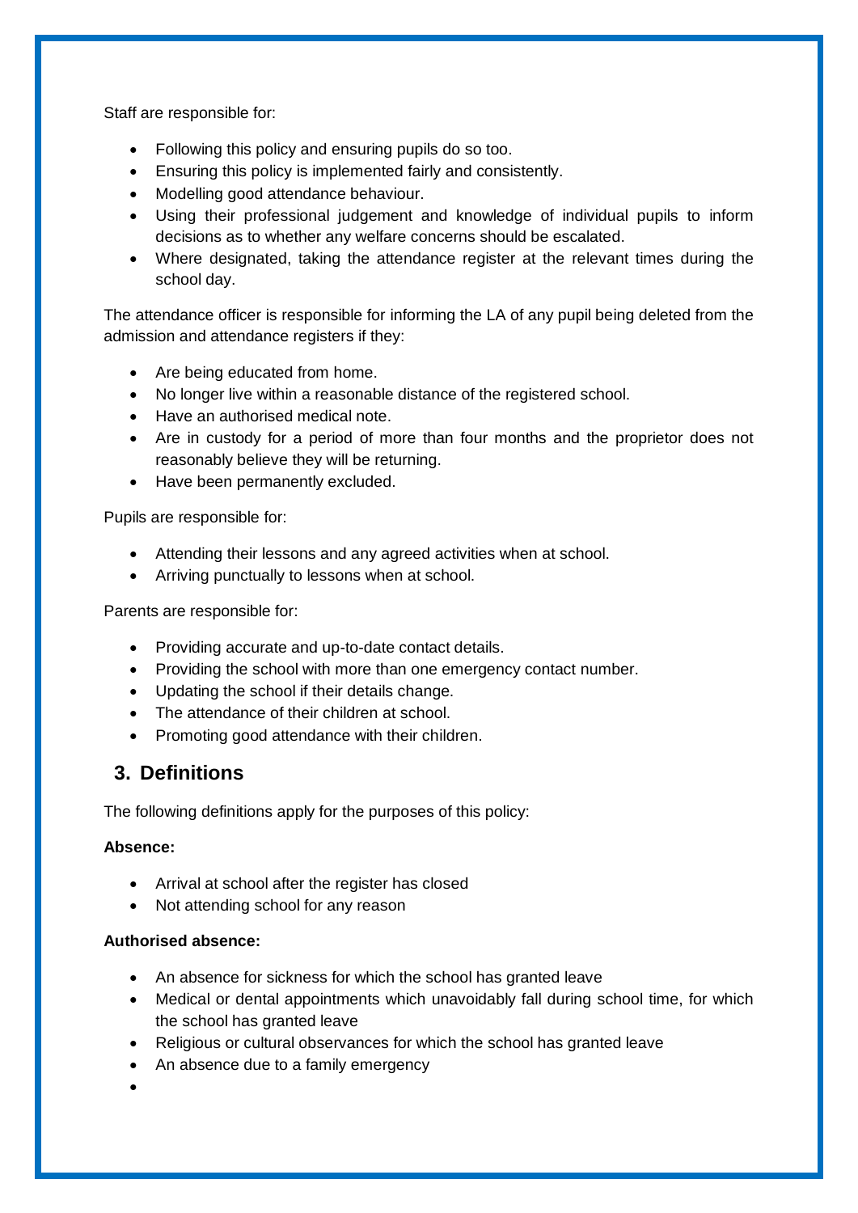Staff are responsible for:

- Following this policy and ensuring pupils do so too.
- Ensuring this policy is implemented fairly and consistently.
- Modelling good attendance behaviour.
- Using their professional judgement and knowledge of individual pupils to inform decisions as to whether any welfare concerns should be escalated.
- Where designated, taking the attendance register at the relevant times during the school day.

The attendance officer is responsible for informing the LA of any pupil being deleted from the admission and attendance registers if they:

- Are being educated from home.
- No longer live within a reasonable distance of the registered school.
- Have an authorised medical note.
- Are in custody for a period of more than four months and the proprietor does not reasonably believe they will be returning.
- Have been permanently excluded.

Pupils are responsible for:

- Attending their lessons and any agreed activities when at school.
- Arriving punctually to lessons when at school.

Parents are responsible for:

- Providing accurate and up-to-date contact details.
- Providing the school with more than one emergency contact number.
- Updating the school if their details change.
- The attendance of their children at school.
- Promoting good attendance with their children.

## 3. Definitions

The following definitions apply for the purposes of this policy:

**Absence:**

- Arrival at school after the register has closed
- Not attending school for any reason

**Authorised absence:**

- An absence for sickness for which the school has granted leave
- Medical or dental appointments which unavoidably fall during school time, for which the school has granted leave
- Religious or cultural observances for which the school has granted leave
- An absence due to a family emergency
-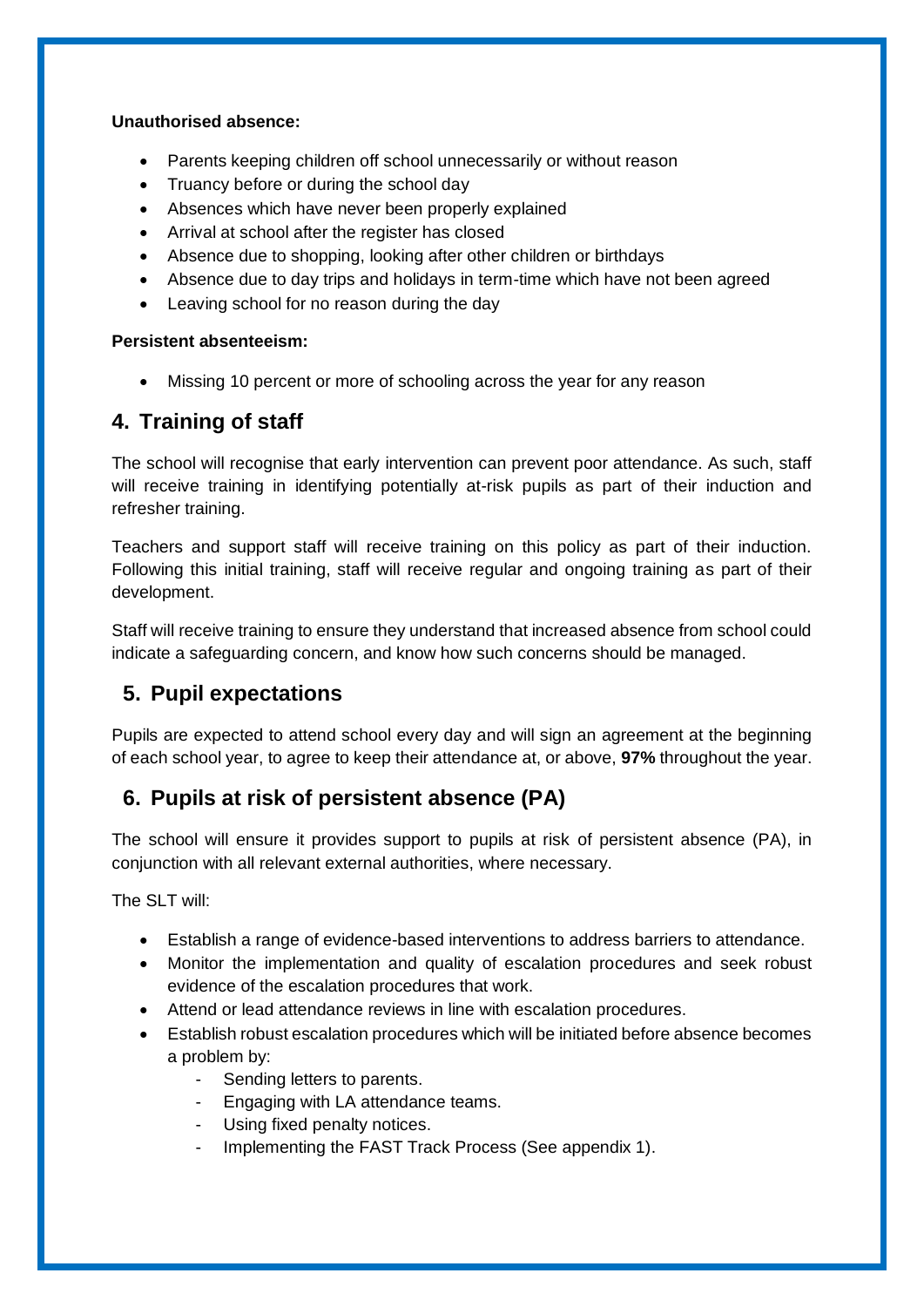**Unauthorised absence:**

- Parents keeping children off school unnecessarily or without reason
- Truancy before or during the school day
- Absences which have never been properly explained
- Arrival at school after the register has closed
- Absence due to shopping, looking after other children or birthdays
- Absence due to day trips and holidays in term-time which have not been agreed
- Leaving school for no reason during the day

**Persistent absenteeism:**

- Missing 10 percent or more of schooling across the year for any reason

## 4. Training of staff

The school will recognise that early intervention can prevent poor attendance. As such, staff will receive training in identifying potentially at-risk pupils as part of their induction and refresher training.

Teachers and support staff will receive training on this policy as part of their induction. Following this initial training, staff will receive regular and ongoing training as part of their development.

Staff will receive training to ensure they understand that increased absence from school could indicate a safeguarding concern, and know how such concerns should be managed.

## 5. Pupil expectations

Pupils are expected to attend school every day and will sign an agreement at the beginning of each school year, to agree to keep their attendance at, or above, **97%** throughout the year.

## 6. Pupils at risk of persistent absence (PA)

The school will ensure it provides support to pupils at risk of persistent absence (PA), in conjunction with all relevant external authorities, where necessary.

The SLT will:

- Establish a range of evidence-based interventions to address barriers to attendance.
- Monitor the implementation and quality of escalation procedures and seek robust evidence of the escalation procedures that work.
- Attend or lead attendance reviews in line with escalation procedures.
- Establish robust escalation procedures which will be initiated before absence becomes a problem by:
  - Sending letters to parents.
  - Engaging with LA attendance teams.
  - Using fixed penalty notices.
  - Implementing the FAST Track Process (See appendix 1).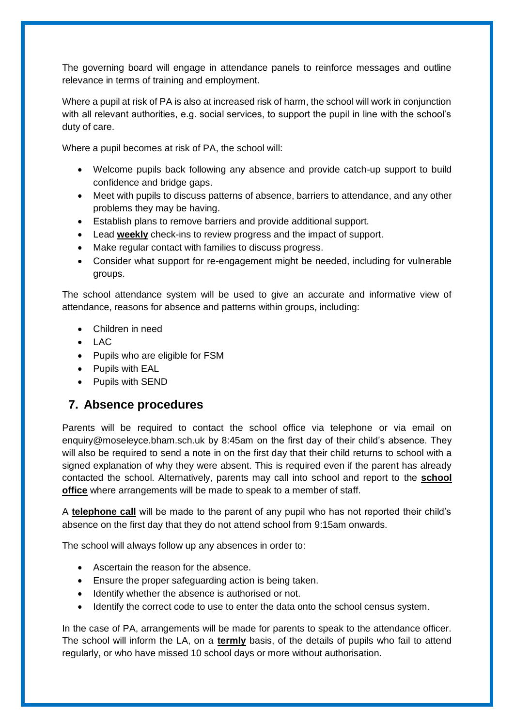The governing board will engage in attendance panels to reinforce messages and outline relevance in terms of training and employment.

Where a pupil at risk of PA is also at increased risk of harm, the school will work in conjunction with all relevant authorities, e.g. social services, to support the pupil in line with the school's duty of care.

Where a pupil becomes at risk of PA, the school will:

- Welcome pupils back following any absence and provide catch-up support to build confidence and bridge gaps.
- Meet with pupils to discuss patterns of absence, barriers to attendance, and any other problems they may be having.
- Establish plans to remove barriers and provide additional support.
- Lead **weekly** check-ins to review progress and the impact of support.
- Make regular contact with families to discuss progress.
- Consider what support for re-engagement might be needed, including for vulnerable groups.

The school attendance system will be used to give an accurate and informative view of attendance, reasons for absence and patterns within groups, including:

- Children in need
- LAC
- Pupils who are eligible for FSM
- Pupils with EAL
- Pupils with SEND

## 7. Absence procedures

Parents will be required to contact the school office via telephone or via email on enquiry@moseleyce.bham.sch.uk by 8:45am on the first day of their child's absence. They will also be required to send a note in on the first day that their child returns to school with a signed explanation of why they were absent. This is required even if the parent has already contacted the school. Alternatively, parents may call into school and report to the **school office** where arrangements will be made to speak to a member of staff.

A **telephone call** will be made to the parent of any pupil who has not reported their child's absence on the first day that they do not attend school from 9:15am onwards.

The school will always follow up any absences in order to:

- Ascertain the reason for the absence.
- Ensure the proper safeguarding action is being taken.
- Identify whether the absence is authorised or not.
- Identify the correct code to use to enter the data onto the school census system.

In the case of PA, arrangements will be made for parents to speak to the attendance officer. The school will inform the LA, on a **termly** basis, of the details of pupils who fail to attend regularly, or who have missed 10 school days or more without authorisation.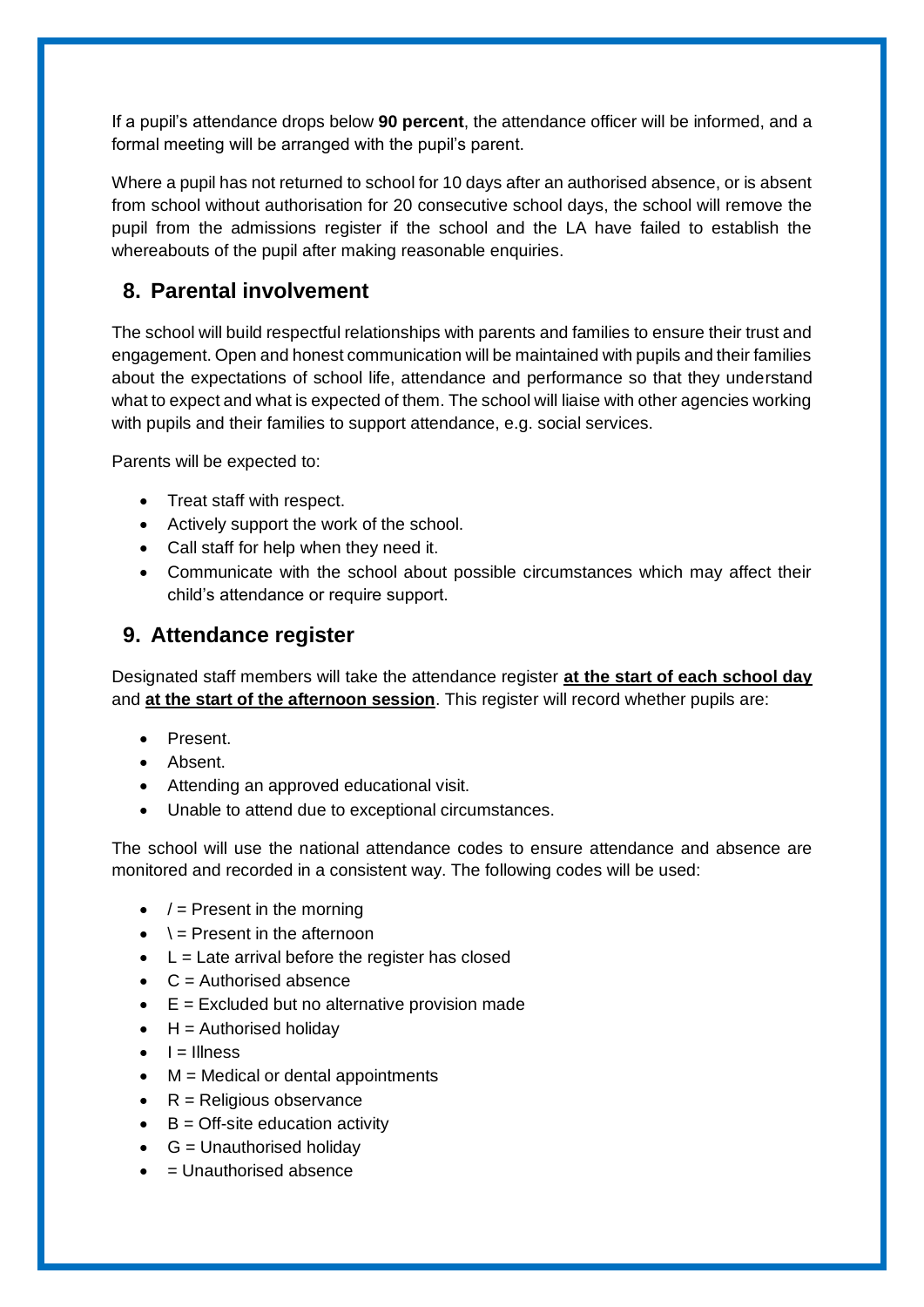If a pupil's attendance drops below **90 percent**, the attendance officer will be informed, and a formal meeting will be arranged with the pupil's parent.

Where a pupil has not returned to school for 10 days after an authorised absence, or is absent from school without authorisation for 20 consecutive school days, the school will remove the pupil from the admissions register if the school and the LA have failed to establish the whereabouts of the pupil after making reasonable enquiries.

## 8. Parental involvement

The school will build respectful relationships with parents and families to ensure their trust and engagement. Open and honest communication will be maintained with pupils and their families about the expectations of school life, attendance and performance so that they understand what to expect and what is expected of them. The school will liaise with other agencies working with pupils and their families to support attendance, e.g. social services.

Parents will be expected to:

- Treat staff with respect.
- Actively support the work of the school.
- Call staff for help when they need it.
- Communicate with the school about possible circumstances which may affect their child's attendance or require support.

## 9. Attendance register

Designated staff members will take the attendance register **at the start of each school day** and **at the start of the afternoon session**. This register will record whether pupils are:

- Present.
- Absent.
- Attending an approved educational visit.
- Unable to attend due to exceptional circumstances.

The school will use the national attendance codes to ensure attendance and absence are monitored and recorded in a consistent way. The following codes will be used:

- / = Present in the morning
- \ = Present in the afternoon
- L = Late arrival before the register has closed
- C = Authorised absence
- E = Excluded but no alternative provision made
- H = Authorised holiday
- I = Illness
- M = Medical or dental appointments
- R = Religious observance
- B = Off-site education activity
- G = Unauthorised holiday
- = Unauthorised absence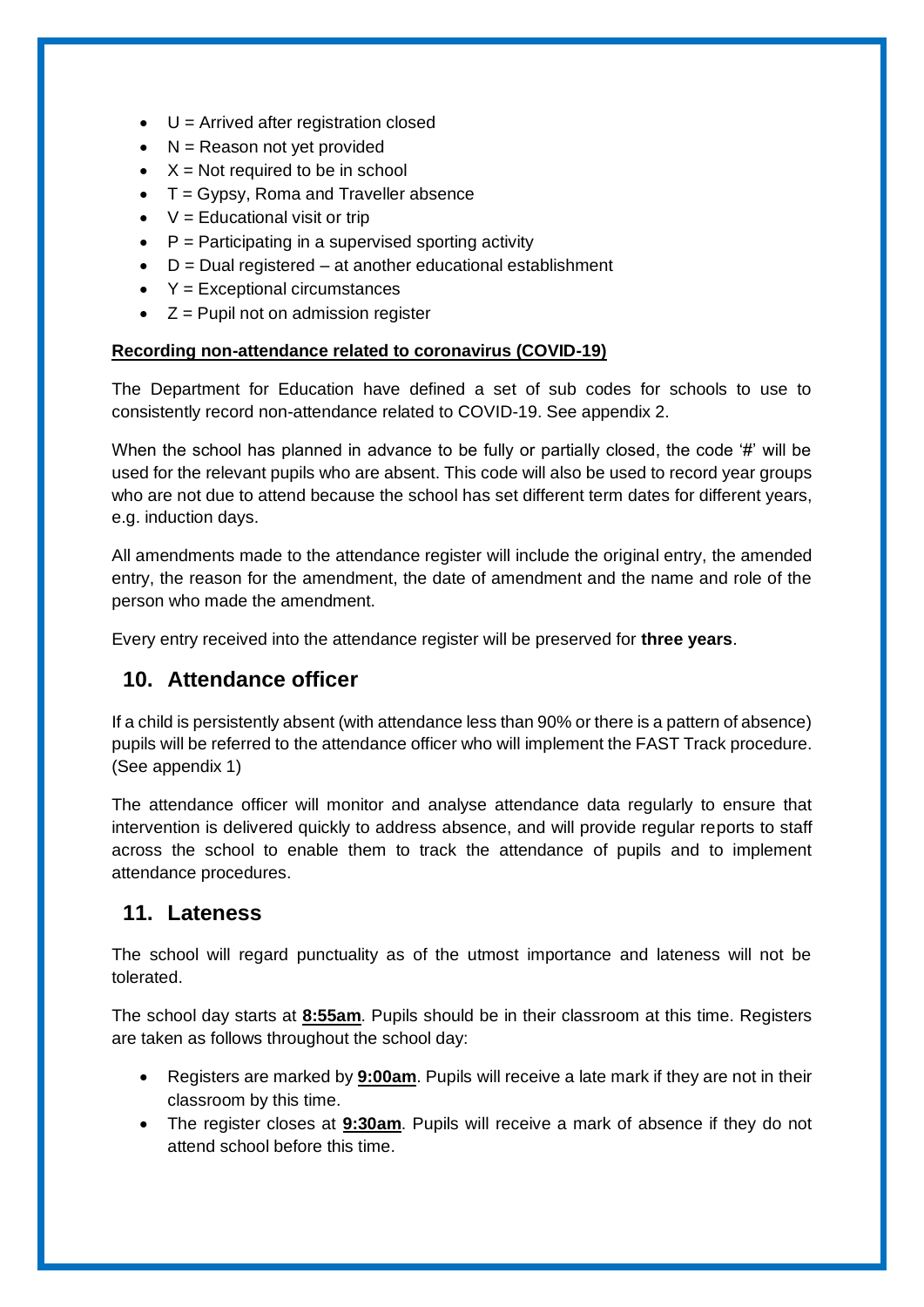- U = Arrived after registration closed
- N = Reason not yet provided
- X = Not required to be in school
- T = Gypsy, Roma and Traveller absence
- V = Educational visit or trip
- P = Participating in a supervised sporting activity
- D = Dual registered – at another educational establishment
- Y = Exceptional circumstances
- Z = Pupil not on admission register

**Recording non-attendance related to coronavirus (COVID-19)**

The Department for Education have defined a set of sub codes for schools to use to consistently record non-attendance related to COVID-19. See appendix 2.

When the school has planned in advance to be fully or partially closed, the code '#' will be used for the relevant pupils who are absent. This code will also be used to record year groups who are not due to attend because the school has set different term dates for different years, e.g. induction days.

All amendments made to the attendance register will include the original entry, the amended entry, the reason for the amendment, the date of amendment and the name and role of the person who made the amendment.

Every entry received into the attendance register will be preserved for **three years**.

## 10. Attendance officer

If a child is persistently absent (with attendance less than 90% or there is a pattern of absence) pupils will be referred to the attendance officer who will implement the FAST Track procedure. (See appendix 1)

The attendance officer will monitor and analyse attendance data regularly to ensure that intervention is delivered quickly to address absence, and will provide regular reports to staff across the school to enable them to track the attendance of pupils and to implement attendance procedures.

## 11. Lateness

The school will regard punctuality as of the utmost importance and lateness will not be tolerated.

The school day starts at **8:55am**. Pupils should be in their classroom at this time. Registers are taken as follows throughout the school day:

- Registers are marked by **9:00am**. Pupils will receive a late mark if they are not in their classroom by this time.
- The register closes at **9:30am**. Pupils will receive a mark of absence if they do not attend school before this time.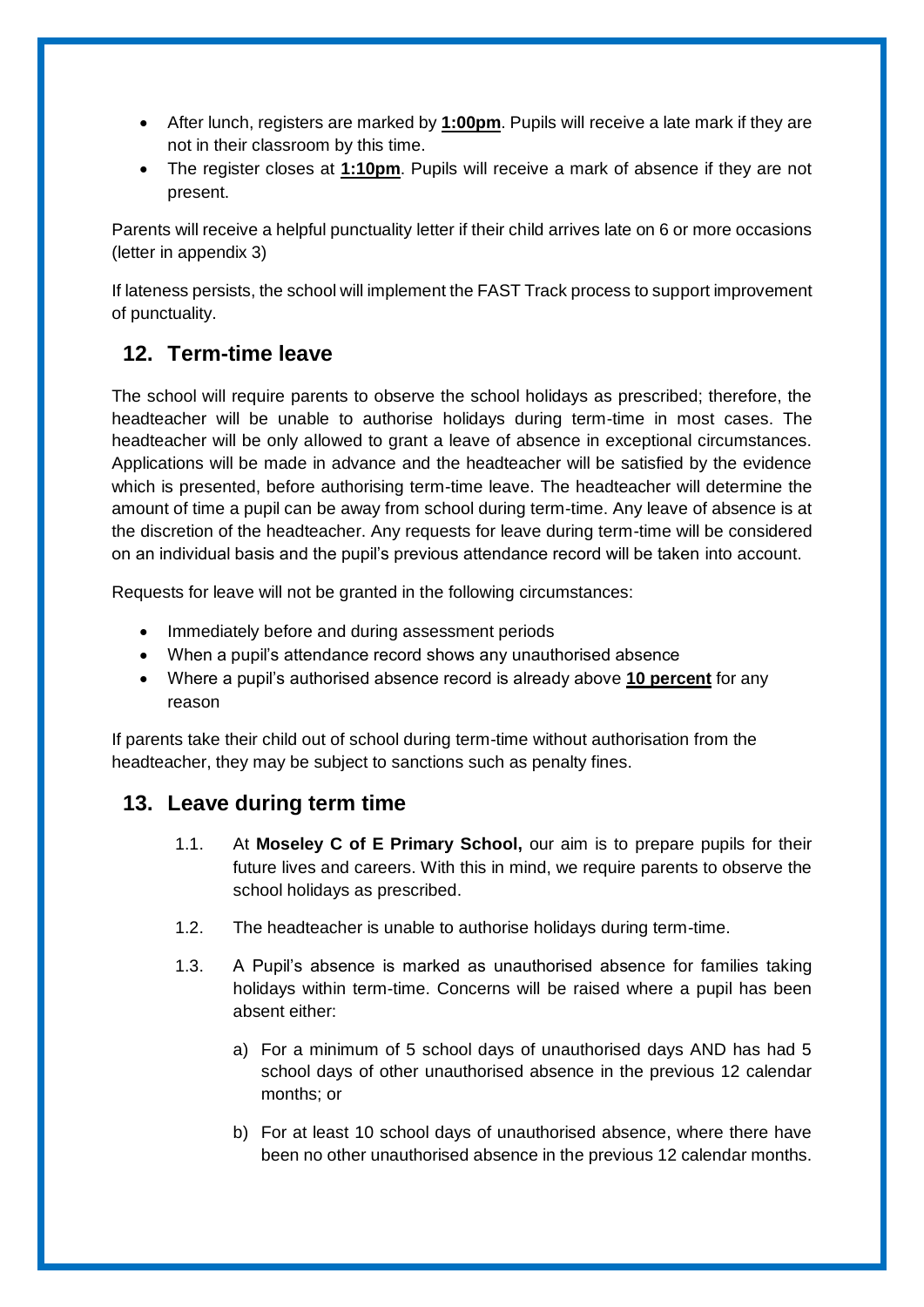- After lunch, registers are marked by **1:00pm**. Pupils will receive a late mark if they are not in their classroom by this time.
- The register closes at **1:10pm**. Pupils will receive a mark of absence if they are not present.

Parents will receive a helpful punctuality letter if their child arrives late on 6 or more occasions (letter in appendix 3)

If lateness persists, the school will implement the FAST Track process to support improvement of punctuality.

## 12. Term-time leave

The school will require parents to observe the school holidays as prescribed; therefore, the headteacher will be unable to authorise holidays during term-time in most cases. The headteacher will be only allowed to grant a leave of absence in exceptional circumstances. Applications will be made in advance and the headteacher will be satisfied by the evidence which is presented, before authorising term-time leave. The headteacher will determine the amount of time a pupil can be away from school during term-time. Any leave of absence is at the discretion of the headteacher. Any requests for leave during term-time will be considered on an individual basis and the pupil's previous attendance record will be taken into account.

Requests for leave will not be granted in the following circumstances:

- Immediately before and during assessment periods
- When a pupil's attendance record shows any unauthorised absence
- Where a pupil's authorised absence record is already above **10 percent** for any reason

If parents take their child out of school during term-time without authorisation from the headteacher, they may be subject to sanctions such as penalty fines.

## 13. Leave during term time

1.1. At **Moseley C of E Primary School,** our aim is to prepare pupils for their future lives and careers. With this in mind, we require parents to observe the school holidays as prescribed.

1.2. The headteacher is unable to authorise holidays during term-time.

1.3. A Pupil's absence is marked as unauthorised absence for families taking holidays within term-time. Concerns will be raised where a pupil has been absent either:

a) For a minimum of 5 school days of unauthorised days AND has had 5 school days of other unauthorised absence in the previous 12 calendar months; or

b) For at least 10 school days of unauthorised absence, where there have been no other unauthorised absence in the previous 12 calendar months.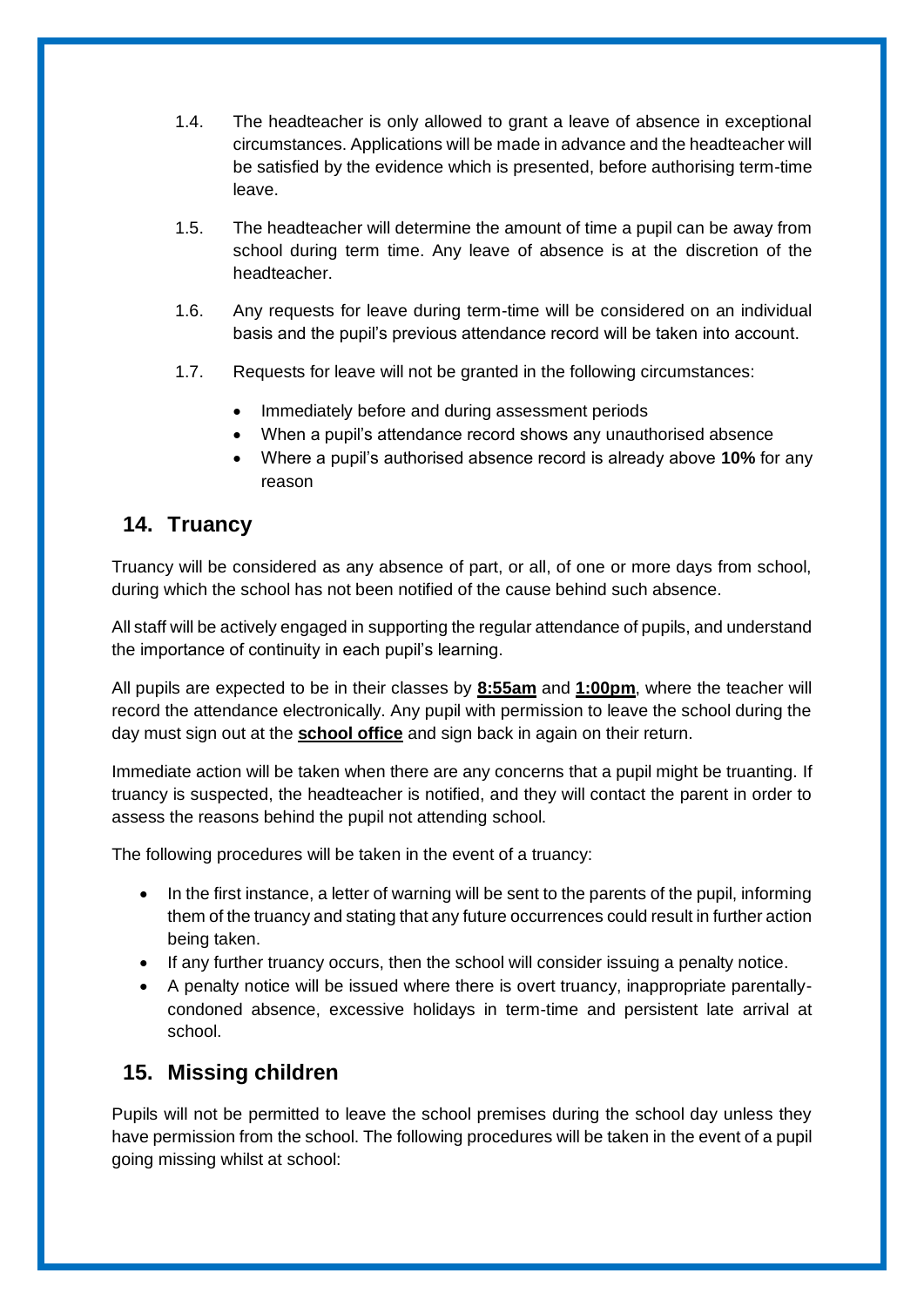1.4. The headteacher is only allowed to grant a leave of absence in exceptional circumstances. Applications will be made in advance and the headteacher will be satisfied by the evidence which is presented, before authorising term-time leave.

1.5. The headteacher will determine the amount of time a pupil can be away from school during term time. Any leave of absence is at the discretion of the headteacher.

1.6. Any requests for leave during term-time will be considered on an individual basis and the pupil's previous attendance record will be taken into account.

1.7. Requests for leave will not be granted in the following circumstances:

- Immediately before and during assessment periods
- When a pupil's attendance record shows any unauthorised absence
- Where a pupil's authorised absence record is already above **10%** for any reason

## 14. Truancy

Truancy will be considered as any absence of part, or all, of one or more days from school, during which the school has not been notified of the cause behind such absence.

All staff will be actively engaged in supporting the regular attendance of pupils, and understand the importance of continuity in each pupil's learning.

All pupils are expected to be in their classes by **8:55am** and **1:00pm**, where the teacher will record the attendance electronically. Any pupil with permission to leave the school during the day must sign out at the **school office** and sign back in again on their return.

Immediate action will be taken when there are any concerns that a pupil might be truanting. If truancy is suspected, the headteacher is notified, and they will contact the parent in order to assess the reasons behind the pupil not attending school.

The following procedures will be taken in the event of a truancy:

- In the first instance, a letter of warning will be sent to the parents of the pupil, informing them of the truancy and stating that any future occurrences could result in further action being taken.
- If any further truancy occurs, then the school will consider issuing a penalty notice.
- A penalty notice will be issued where there is overt truancy, inappropriate parentally-condoned absence, excessive holidays in term-time and persistent late arrival at school.

## 15. Missing children

Pupils will not be permitted to leave the school premises during the school day unless they have permission from the school. The following procedures will be taken in the event of a pupil going missing whilst at school: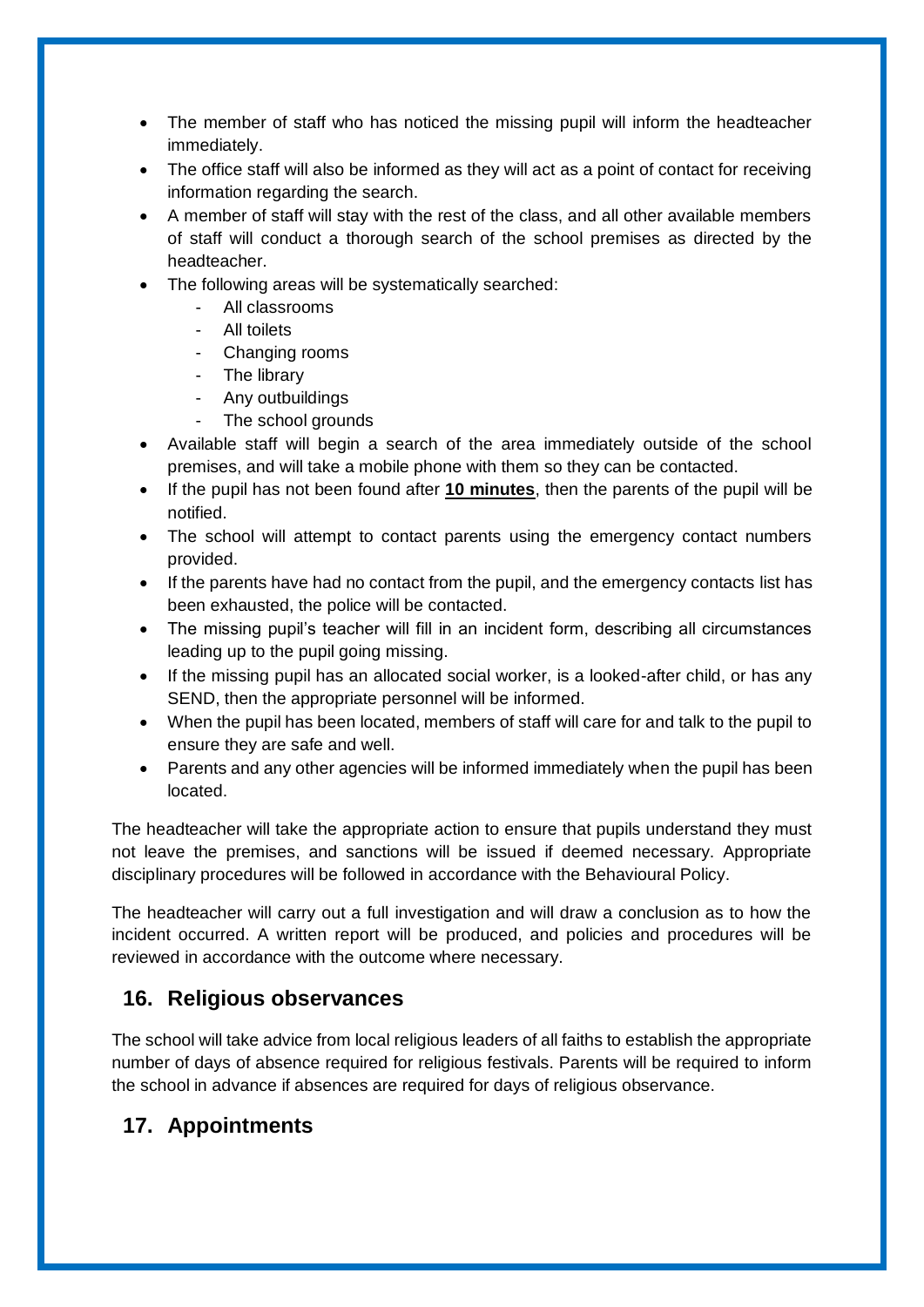- The member of staff who has noticed the missing pupil will inform the headteacher immediately.
- The office staff will also be informed as they will act as a point of contact for receiving information regarding the search.
- A member of staff will stay with the rest of the class, and all other available members of staff will conduct a thorough search of the school premises as directed by the headteacher.
- The following areas will be systematically searched:
  - All classrooms
  - All toilets
  - Changing rooms
  - The library
  - Any outbuildings
  - The school grounds
- Available staff will begin a search of the area immediately outside of the school premises, and will take a mobile phone with them so they can be contacted.
- If the pupil has not been found after **<u>10 minutes</u>**, then the parents of the pupil will be notified.
- The school will attempt to contact parents using the emergency contact numbers provided.
- If the parents have had no contact from the pupil, and the emergency contacts list has been exhausted, the police will be contacted.
- The missing pupil's teacher will fill in an incident form, describing all circumstances leading up to the pupil going missing.
- If the missing pupil has an allocated social worker, is a looked-after child, or has any SEND, then the appropriate personnel will be informed.
- When the pupil has been located, members of staff will care for and talk to the pupil to ensure they are safe and well.
- Parents and any other agencies will be informed immediately when the pupil has been located.

The headteacher will take the appropriate action to ensure that pupils understand they must not leave the premises, and sanctions will be issued if deemed necessary. Appropriate disciplinary procedures will be followed in accordance with the Behavioural Policy.

The headteacher will carry out a full investigation and will draw a conclusion as to how the incident occurred. A written report will be produced, and policies and procedures will be reviewed in accordance with the outcome where necessary.

## 16. Religious observances

The school will take advice from local religious leaders of all faiths to establish the appropriate number of days of absence required for religious festivals. Parents will be required to inform the school in advance if absences are required for days of religious observance.

## 17. Appointments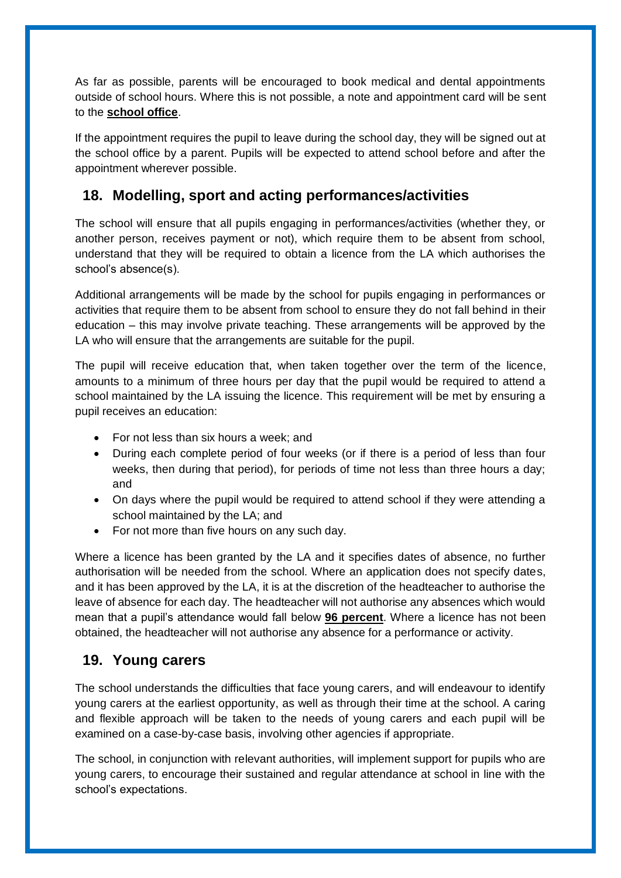As far as possible, parents will be encouraged to book medical and dental appointments outside of school hours. Where this is not possible, a note and appointment card will be sent to the **school office**.

If the appointment requires the pupil to leave during the school day, they will be signed out at the school office by a parent. Pupils will be expected to attend school before and after the appointment wherever possible.

## 18. Modelling, sport and acting performances/activities

The school will ensure that all pupils engaging in performances/activities (whether they, or another person, receives payment or not), which require them to be absent from school, understand that they will be required to obtain a licence from the LA which authorises the school's absence(s).

Additional arrangements will be made by the school for pupils engaging in performances or activities that require them to be absent from school to ensure they do not fall behind in their education – this may involve private teaching. These arrangements will be approved by the LA who will ensure that the arrangements are suitable for the pupil.

The pupil will receive education that, when taken together over the term of the licence, amounts to a minimum of three hours per day that the pupil would be required to attend a school maintained by the LA issuing the licence. This requirement will be met by ensuring a pupil receives an education:

- For not less than six hours a week; and
- During each complete period of four weeks (or if there is a period of less than four weeks, then during that period), for periods of time not less than three hours a day; and
- On days where the pupil would be required to attend school if they were attending a school maintained by the LA; and
- For not more than five hours on any such day.

Where a licence has been granted by the LA and it specifies dates of absence, no further authorisation will be needed from the school. Where an application does not specify dates, and it has been approved by the LA, it is at the discretion of the headteacher to authorise the leave of absence for each day. The headteacher will not authorise any absences which would mean that a pupil's attendance would fall below **96 percent**. Where a licence has not been obtained, the headteacher will not authorise any absence for a performance or activity.

## 19. Young carers

The school understands the difficulties that face young carers, and will endeavour to identify young carers at the earliest opportunity, as well as through their time at the school. A caring and flexible approach will be taken to the needs of young carers and each pupil will be examined on a case-by-case basis, involving other agencies if appropriate.

The school, in conjunction with relevant authorities, will implement support for pupils who are young carers, to encourage their sustained and regular attendance at school in line with the school's expectations.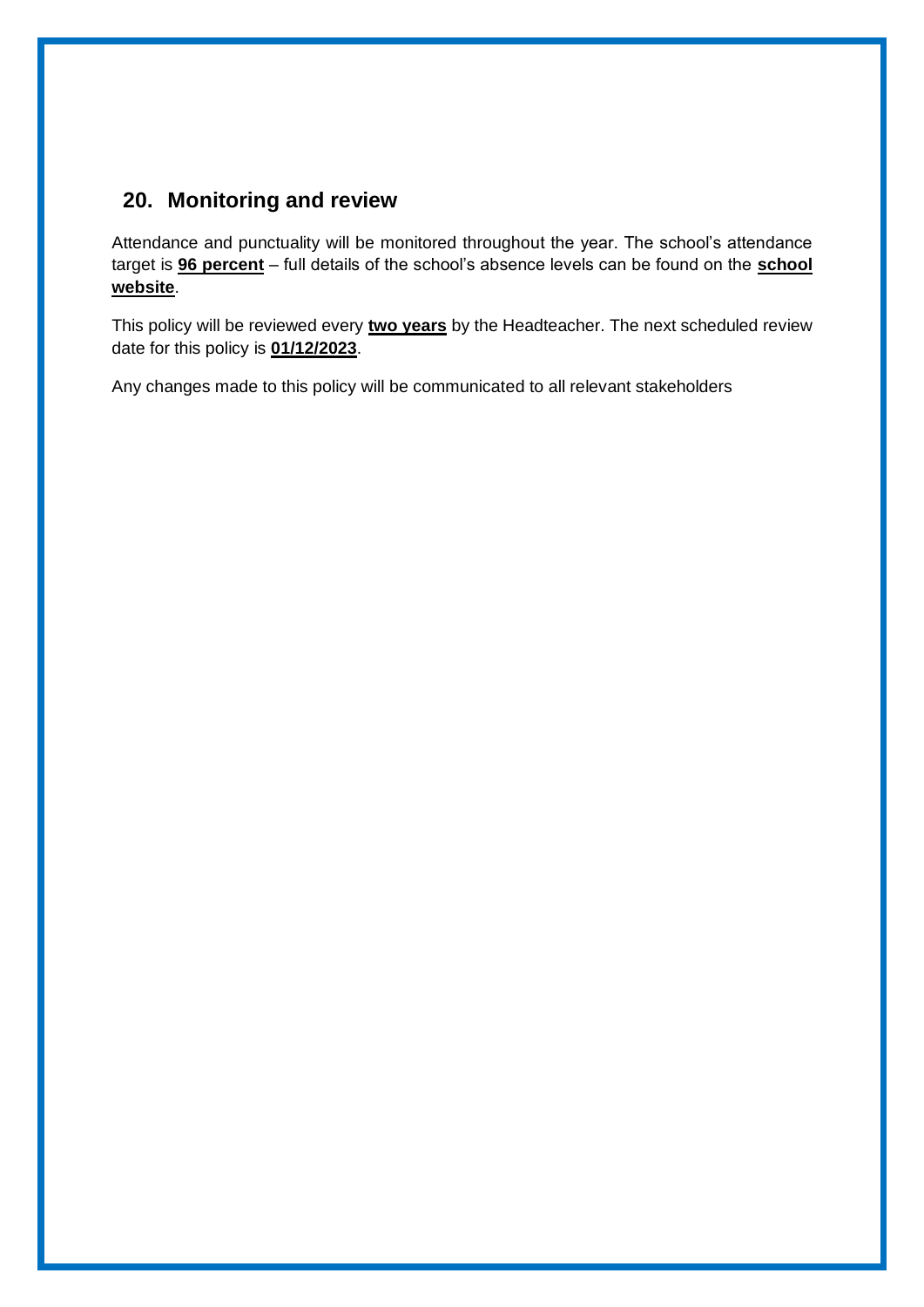## 20. Monitoring and review

Attendance and punctuality will be monitored throughout the year. The school's attendance target is **96 percent** – full details of the school's absence levels can be found on the **school website**.

This policy will be reviewed every **two years** by the Headteacher. The next scheduled review date for this policy is **01/12/2023**.

Any changes made to this policy will be communicated to all relevant stakeholders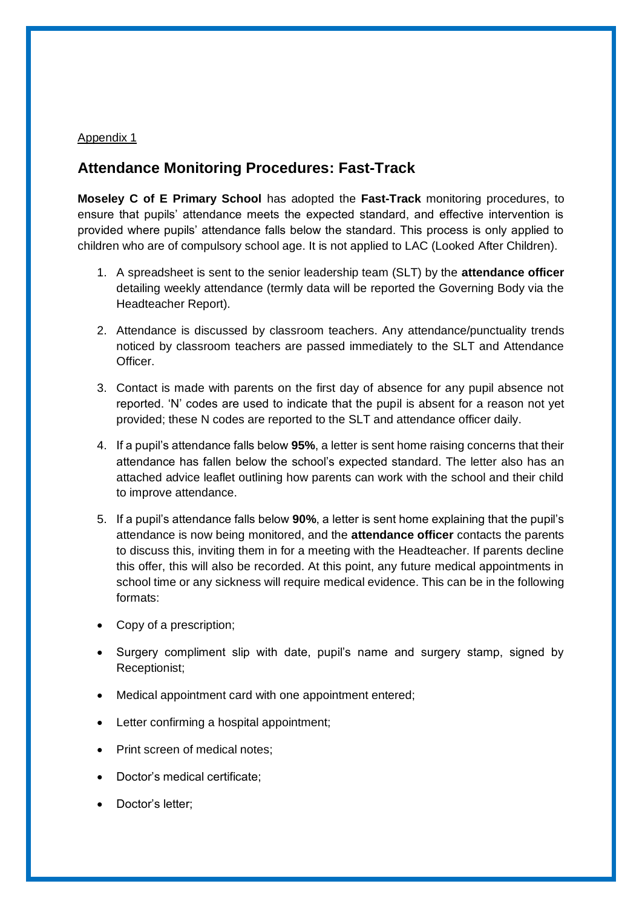Appendix 1

## Attendance Monitoring Procedures: Fast-Track

**Moseley C of E Primary School** has adopted the **Fast-Track** monitoring procedures, to ensure that pupils' attendance meets the expected standard, and effective intervention is provided where pupils' attendance falls below the standard. This process is only applied to children who are of compulsory school age. It is not applied to LAC (Looked After Children).

1. A spreadsheet is sent to the senior leadership team (SLT) by the **attendance officer** detailing weekly attendance (termly data will be reported the Governing Body via the Headteacher Report).
2. Attendance is discussed by classroom teachers. Any attendance/punctuality trends noticed by classroom teachers are passed immediately to the SLT and Attendance Officer.
3. Contact is made with parents on the first day of absence for any pupil absence not reported. 'N' codes are used to indicate that the pupil is absent for a reason not yet provided; these N codes are reported to the SLT and attendance officer daily.
4. If a pupil's attendance falls below **95%**, a letter is sent home raising concerns that their attendance has fallen below the school's expected standard. The letter also has an attached advice leaflet outlining how parents can work with the school and their child to improve attendance.
5. If a pupil's attendance falls below **90%**, a letter is sent home explaining that the pupil's attendance is now being monitored, and the **attendance officer** contacts the parents to discuss this, inviting them in for a meeting with the Headteacher. If parents decline this offer, this will also be recorded. At this point, any future medical appointments in school time or any sickness will require medical evidence. This can be in the following formats:

- Copy of a prescription;
- Surgery compliment slip with date, pupil's name and surgery stamp, signed by Receptionist;
- Medical appointment card with one appointment entered;
- Letter confirming a hospital appointment;
- Print screen of medical notes;
- Doctor's medical certificate;
- Doctor's letter;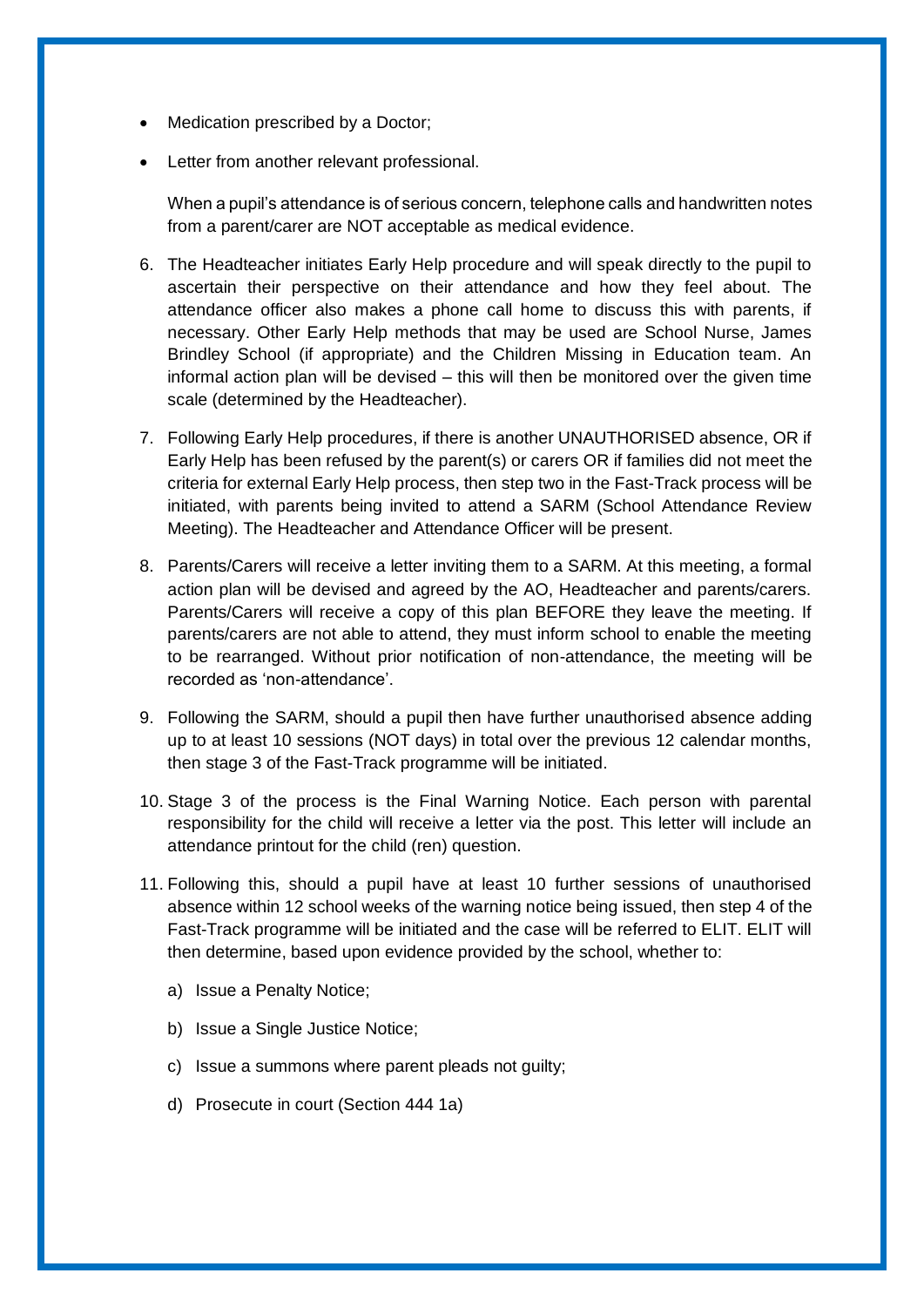- Medication prescribed by a Doctor;
- Letter from another relevant professional.

  When a pupil's attendance is of serious concern, telephone calls and handwritten notes from a parent/carer are NOT acceptable as medical evidence.

6. The Headteacher initiates Early Help procedure and will speak directly to the pupil to ascertain their perspective on their attendance and how they feel about. The attendance officer also makes a phone call home to discuss this with parents, if necessary. Other Early Help methods that may be used are School Nurse, James Brindley School (if appropriate) and the Children Missing in Education team. An informal action plan will be devised – this will then be monitored over the given time scale (determined by the Headteacher).

7. Following Early Help procedures, if there is another UNAUTHORISED absence, OR if Early Help has been refused by the parent(s) or carers OR if families did not meet the criteria for external Early Help process, then step two in the Fast-Track process will be initiated, with parents being invited to attend a SARM (School Attendance Review Meeting). The Headteacher and Attendance Officer will be present.

8. Parents/Carers will receive a letter inviting them to a SARM. At this meeting, a formal action plan will be devised and agreed by the AO, Headteacher and parents/carers. Parents/Carers will receive a copy of this plan BEFORE they leave the meeting. If parents/carers are not able to attend, they must inform school to enable the meeting to be rearranged. Without prior notification of non-attendance, the meeting will be recorded as 'non-attendance'.

9. Following the SARM, should a pupil then have further unauthorised absence adding up to at least 10 sessions (NOT days) in total over the previous 12 calendar months, then stage 3 of the Fast-Track programme will be initiated.

10. Stage 3 of the process is the Final Warning Notice. Each person with parental responsibility for the child will receive a letter via the post. This letter will include an attendance printout for the child (ren) question.

11. Following this, should a pupil have at least 10 further sessions of unauthorised absence within 12 school weeks of the warning notice being issued, then step 4 of the Fast-Track programme will be initiated and the case will be referred to ELIT. ELIT will then determine, based upon evidence provided by the school, whether to:

    a) Issue a Penalty Notice;

    b) Issue a Single Justice Notice;

    c) Issue a summons where parent pleads not guilty;

    d) Prosecute in court (Section 444 1a)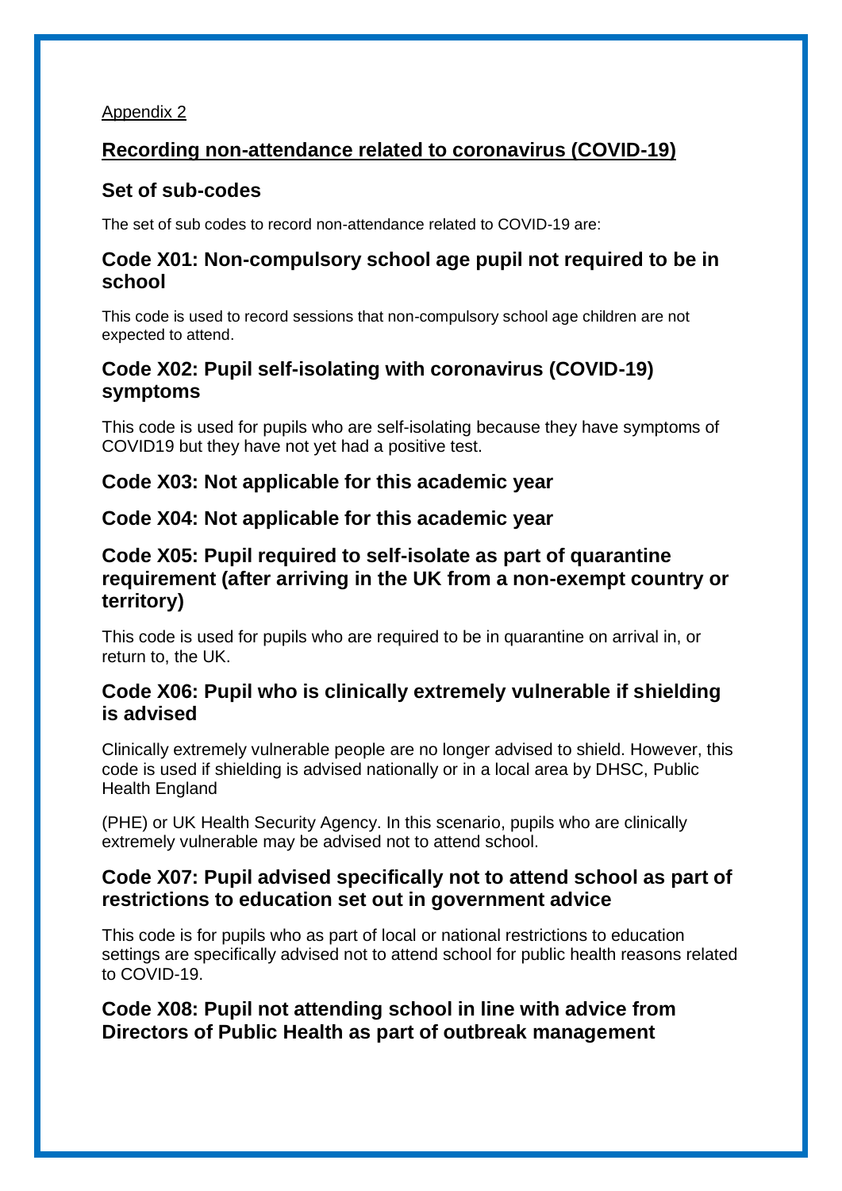Appendix 2

## Recording non-attendance related to coronavirus (COVID-19)

### Set of sub-codes

The set of sub codes to record non-attendance related to COVID-19 are:

### Code X01: Non-compulsory school age pupil not required to be in school

This code is used to record sessions that non-compulsory school age children are not expected to attend.

### Code X02: Pupil self-isolating with coronavirus (COVID-19) symptoms

This code is used for pupils who are self-isolating because they have symptoms of COVID19 but they have not yet had a positive test.

### Code X03: Not applicable for this academic year

### Code X04: Not applicable for this academic year

### Code X05: Pupil required to self-isolate as part of quarantine requirement (after arriving in the UK from a non-exempt country or territory)

This code is used for pupils who are required to be in quarantine on arrival in, or return to, the UK.

### Code X06: Pupil who is clinically extremely vulnerable if shielding is advised

Clinically extremely vulnerable people are no longer advised to shield. However, this code is used if shielding is advised nationally or in a local area by DHSC, Public Health England

(PHE) or UK Health Security Agency. In this scenario, pupils who are clinically extremely vulnerable may be advised not to attend school.

### Code X07: Pupil advised specifically not to attend school as part of restrictions to education set out in government advice

This code is for pupils who as part of local or national restrictions to education settings are specifically advised not to attend school for public health reasons related to COVID-19.

### Code X08: Pupil not attending school in line with advice from Directors of Public Health as part of outbreak management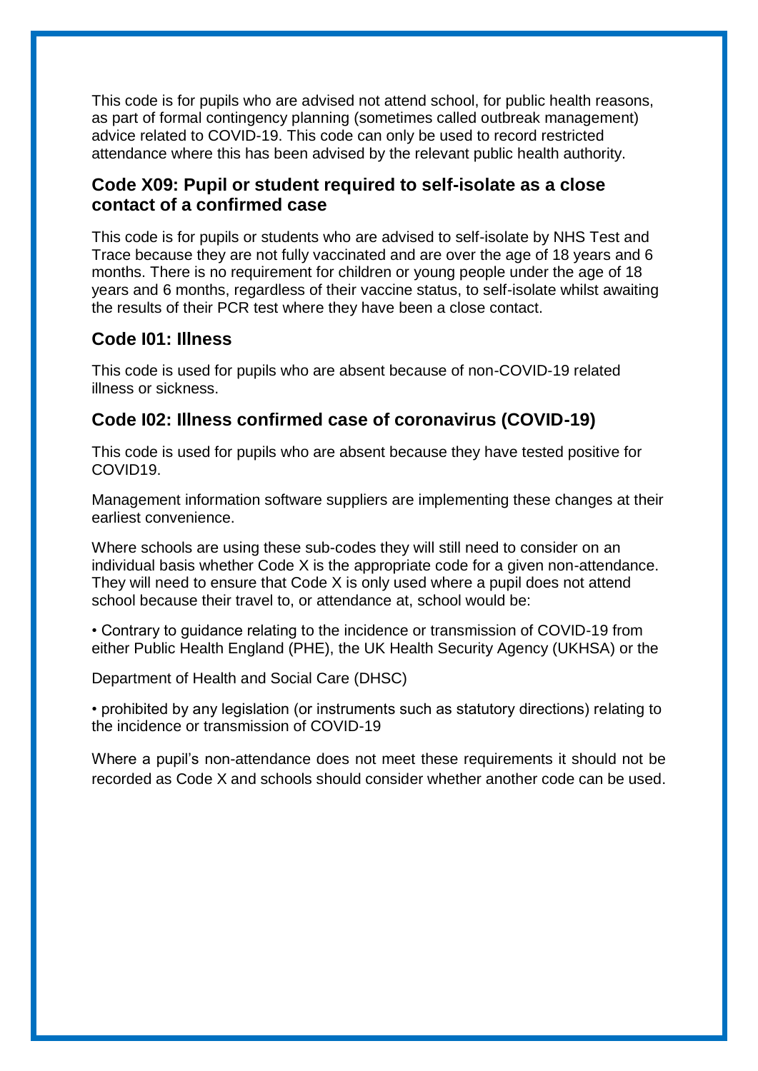This code is for pupils who are advised not attend school, for public health reasons, as part of formal contingency planning (sometimes called outbreak management) advice related to COVID-19. This code can only be used to record restricted attendance where this has been advised by the relevant public health authority.

### Code X09: Pupil or student required to self-isolate as a close contact of a confirmed case

This code is for pupils or students who are advised to self-isolate by NHS Test and Trace because they are not fully vaccinated and are over the age of 18 years and 6 months. There is no requirement for children or young people under the age of 18 years and 6 months, regardless of their vaccine status, to self-isolate whilst awaiting the results of their PCR test where they have been a close contact.

### Code I01: Illness

This code is used for pupils who are absent because of non-COVID-19 related illness or sickness.

### Code I02: Illness confirmed case of coronavirus (COVID-19)

This code is used for pupils who are absent because they have tested positive for COVID19.

Management information software suppliers are implementing these changes at their earliest convenience.

Where schools are using these sub-codes they will still need to consider on an individual basis whether Code X is the appropriate code for a given non-attendance. They will need to ensure that Code X is only used where a pupil does not attend school because their travel to, or attendance at, school would be:

- Contrary to guidance relating to the incidence or transmission of COVID-19 from either Public Health England (PHE), the UK Health Security Agency (UKHSA) or the Department of Health and Social Care (DHSC)
- prohibited by any legislation (or instruments such as statutory directions) relating to the incidence or transmission of COVID-19

Where a pupil's non-attendance does not meet these requirements it should not be recorded as Code X and schools should consider whether another code can be used.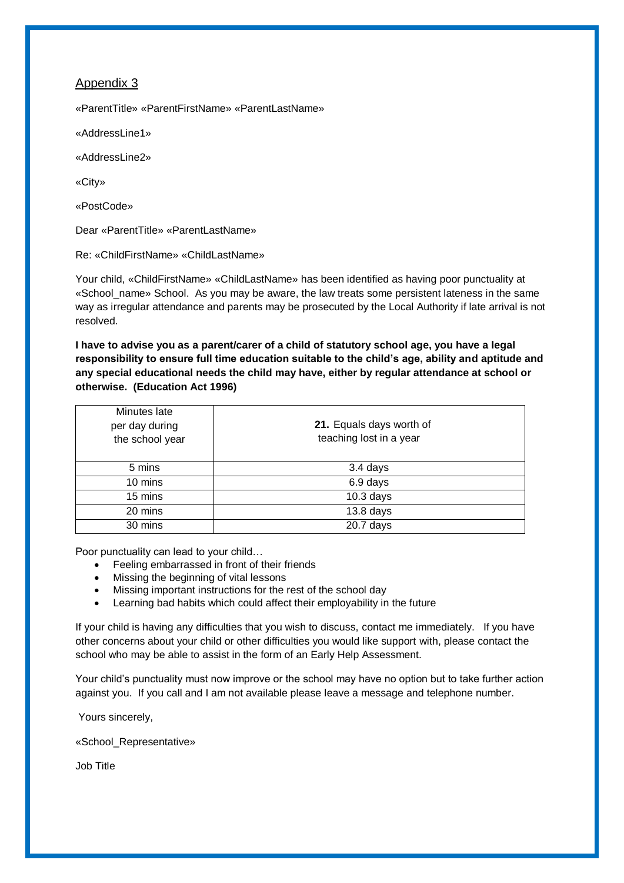Appendix 3

«ParentTitle» «ParentFirstName» «ParentLastName»

«AddressLine1»

«AddressLine2»

«City»

«PostCode»

Dear «ParentTitle» «ParentLastName»

Re: «ChildFirstName» «ChildLastName»

Your child, «ChildFirstName» «ChildLastName» has been identified as having poor punctuality at «School_name» School. As you may be aware, the law treats some persistent lateness in the same way as irregular attendance and parents may be prosecuted by the Local Authority if late arrival is not resolved.

**I have to advise you as a parent/carer of a child of statutory school age, you have a legal responsibility to ensure full time education suitable to the child's age, ability and aptitude and any special educational needs the child may have, either by regular attendance at school or otherwise. (Education Act 1996)**

| Minutes late per day during the school year | **21.** Equals days worth of teaching lost in a year |
|---|---|
| 5 mins | 3.4 days |
| 10 mins | 6.9 days |
| 15 mins | 10.3 days |
| 20 mins | 13.8 days |
| 30 mins | 20.7 days |

Poor punctuality can lead to your child…

- Feeling embarrassed in front of their friends
- Missing the beginning of vital lessons
- Missing important instructions for the rest of the school day
- Learning bad habits which could affect their employability in the future

If your child is having any difficulties that you wish to discuss, contact me immediately. If you have other concerns about your child or other difficulties you would like support with, please contact the school who may be able to assist in the form of an Early Help Assessment.

Your child's punctuality must now improve or the school may have no option but to take further action against you. If you call and I am not available please leave a message and telephone number.

Yours sincerely,

«School_Representative»

Job Title